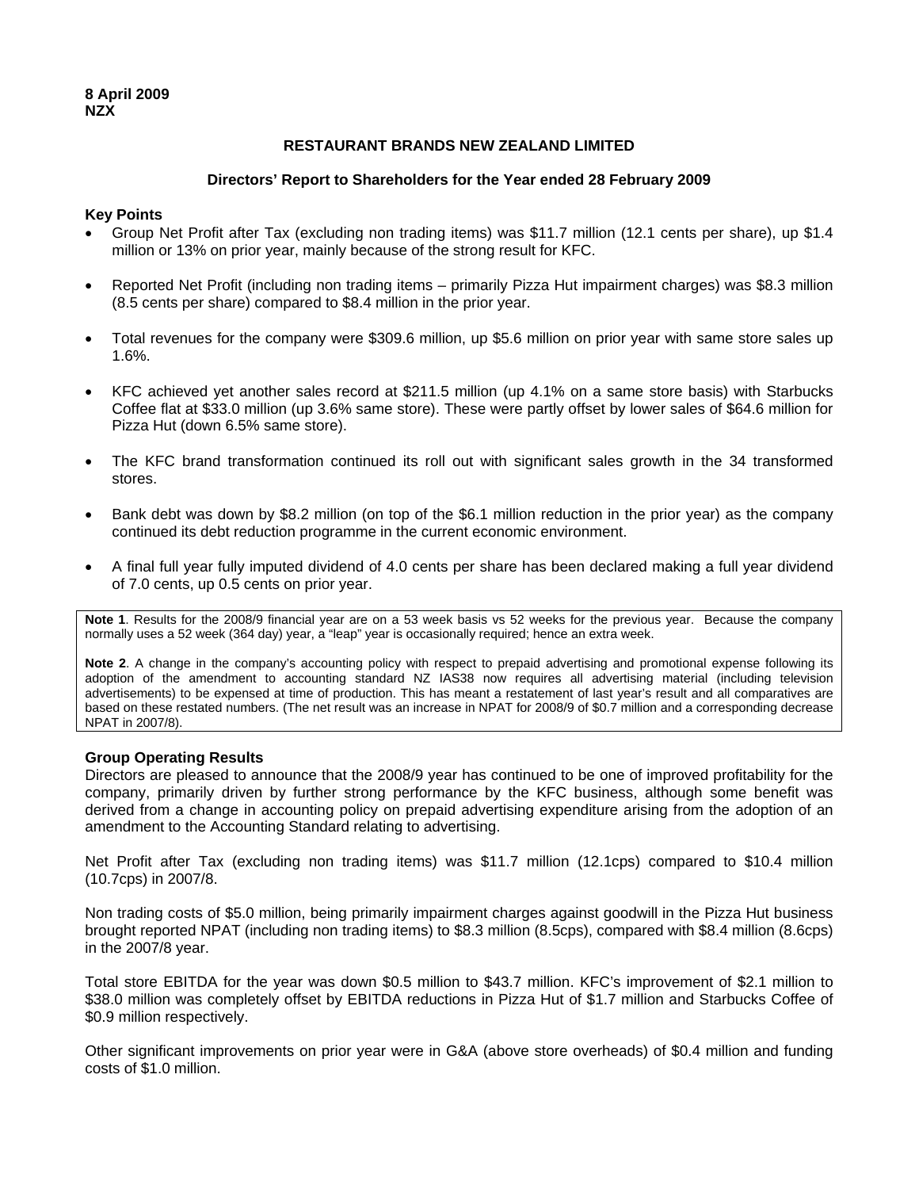**8 April 2009**
**NZX**

# RESTAURANT BRANDS NEW ZEALAND LIMITED

## Directors' Report to Shareholders for the Year ended 28 February 2009

**Key Points**

- Group Net Profit after Tax (excluding non trading items) was $11.7 million (12.1 cents per share), up $1.4 million or 13% on prior year, mainly because of the strong result for KFC.
- Reported Net Profit (including non trading items – primarily Pizza Hut impairment charges) was $8.3 million (8.5 cents per share) compared to $8.4 million in the prior year.
- Total revenues for the company were $309.6 million, up $5.6 million on prior year with same store sales up 1.6%.
- KFC achieved yet another sales record at $211.5 million (up 4.1% on a same store basis) with Starbucks Coffee flat at $33.0 million (up 3.6% same store). These were partly offset by lower sales of $64.6 million for Pizza Hut (down 6.5% same store).
- The KFC brand transformation continued its roll out with significant sales growth in the 34 transformed stores.
- Bank debt was down by $8.2 million (on top of the $6.1 million reduction in the prior year) as the company continued its debt reduction programme in the current economic environment.
- A final full year fully imputed dividend of 4.0 cents per share has been declared making a full year dividend of 7.0 cents, up 0.5 cents on prior year.

**Note 1**. Results for the 2008/9 financial year are on a 53 week basis vs 52 weeks for the previous year. Because the company normally uses a 52 week (364 day) year, a "leap" year is occasionally required; hence an extra week.

**Note 2**. A change in the company's accounting policy with respect to prepaid advertising and promotional expense following its adoption of the amendment to accounting standard NZ IAS38 now requires all advertising material (including television advertisements) to be expensed at time of production. This has meant a restatement of last year's result and all comparatives are based on these restated numbers. (The net result was an increase in NPAT for 2008/9 of $0.7 million and a corresponding decrease NPAT in 2007/8).

**Group Operating Results**

Directors are pleased to announce that the 2008/9 year has continued to be one of improved profitability for the company, primarily driven by further strong performance by the KFC business, although some benefit was derived from a change in accounting policy on prepaid advertising expenditure arising from the adoption of an amendment to the Accounting Standard relating to advertising.

Net Profit after Tax (excluding non trading items) was $11.7 million (12.1cps) compared to $10.4 million (10.7cps) in 2007/8.

Non trading costs of $5.0 million, being primarily impairment charges against goodwill in the Pizza Hut business brought reported NPAT (including non trading items) to $8.3 million (8.5cps), compared with $8.4 million (8.6cps) in the 2007/8 year.

Total store EBITDA for the year was down $0.5 million to $43.7 million. KFC's improvement of $2.1 million to $38.0 million was completely offset by EBITDA reductions in Pizza Hut of $1.7 million and Starbucks Coffee of $0.9 million respectively.

Other significant improvements on prior year were in G&A (above store overheads) of $0.4 million and funding costs of $1.0 million.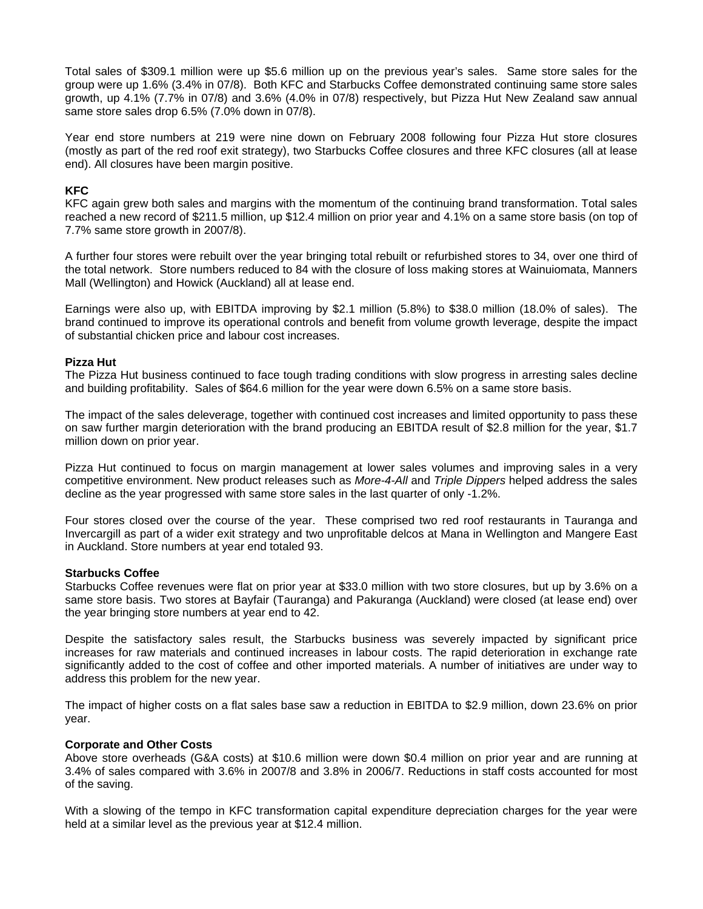Total sales of $309.1 million were up $5.6 million up on the previous year's sales. Same store sales for the group were up 1.6% (3.4% in 07/8). Both KFC and Starbucks Coffee demonstrated continuing same store sales growth, up 4.1% (7.7% in 07/8) and 3.6% (4.0% in 07/8) respectively, but Pizza Hut New Zealand saw annual same store sales drop 6.5% (7.0% down in 07/8).

Year end store numbers at 219 were nine down on February 2008 following four Pizza Hut store closures (mostly as part of the red roof exit strategy), two Starbucks Coffee closures and three KFC closures (all at lease end). All closures have been margin positive.

**KFC**

KFC again grew both sales and margins with the momentum of the continuing brand transformation. Total sales reached a new record of $211.5 million, up $12.4 million on prior year and 4.1% on a same store basis (on top of 7.7% same store growth in 2007/8).

A further four stores were rebuilt over the year bringing total rebuilt or refurbished stores to 34, over one third of the total network. Store numbers reduced to 84 with the closure of loss making stores at Wainuiomata, Manners Mall (Wellington) and Howick (Auckland) all at lease end.

Earnings were also up, with EBITDA improving by $2.1 million (5.8%) to $38.0 million (18.0% of sales). The brand continued to improve its operational controls and benefit from volume growth leverage, despite the impact of substantial chicken price and labour cost increases.

**Pizza Hut**

The Pizza Hut business continued to face tough trading conditions with slow progress in arresting sales decline and building profitability. Sales of $64.6 million for the year were down 6.5% on a same store basis.

The impact of the sales deleverage, together with continued cost increases and limited opportunity to pass these on saw further margin deterioration with the brand producing an EBITDA result of $2.8 million for the year, $1.7 million down on prior year.

Pizza Hut continued to focus on margin management at lower sales volumes and improving sales in a very competitive environment. New product releases such as *More-4-All* and *Triple Dippers* helped address the sales decline as the year progressed with same store sales in the last quarter of only -1.2%.

Four stores closed over the course of the year. These comprised two red roof restaurants in Tauranga and Invercargill as part of a wider exit strategy and two unprofitable delcos at Mana in Wellington and Mangere East in Auckland. Store numbers at year end totaled 93.

**Starbucks Coffee**

Starbucks Coffee revenues were flat on prior year at $33.0 million with two store closures, but up by 3.6% on a same store basis. Two stores at Bayfair (Tauranga) and Pakuranga (Auckland) were closed (at lease end) over the year bringing store numbers at year end to 42.

Despite the satisfactory sales result, the Starbucks business was severely impacted by significant price increases for raw materials and continued increases in labour costs. The rapid deterioration in exchange rate significantly added to the cost of coffee and other imported materials. A number of initiatives are under way to address this problem for the new year.

The impact of higher costs on a flat sales base saw a reduction in EBITDA to $2.9 million, down 23.6% on prior year.

**Corporate and Other Costs**

Above store overheads (G&A costs) at $10.6 million were down $0.4 million on prior year and are running at 3.4% of sales compared with 3.6% in 2007/8 and 3.8% in 2006/7. Reductions in staff costs accounted for most of the saving.

With a slowing of the tempo in KFC transformation capital expenditure depreciation charges for the year were held at a similar level as the previous year at $12.4 million.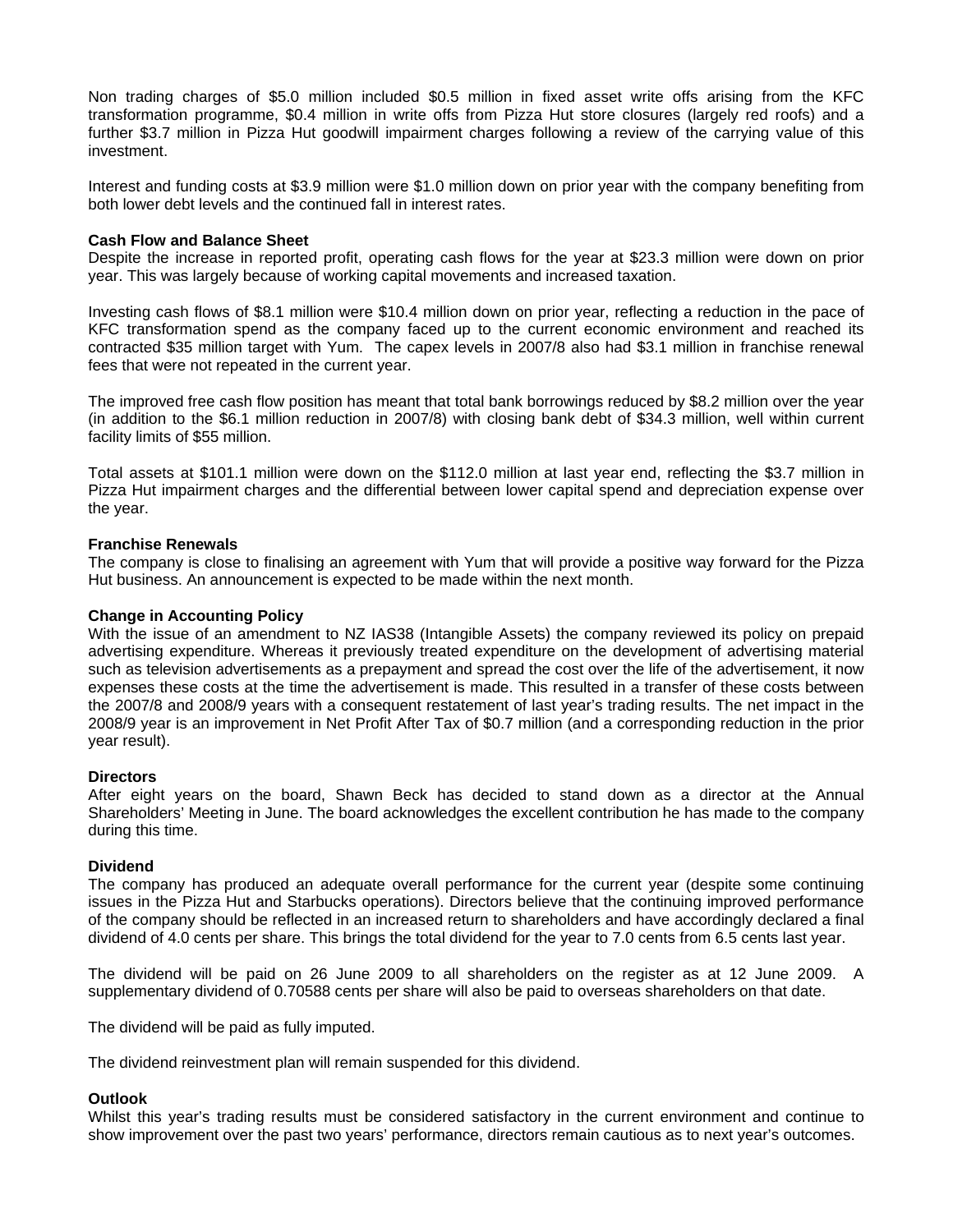Non trading charges of $5.0 million included $0.5 million in fixed asset write offs arising from the KFC transformation programme, $0.4 million in write offs from Pizza Hut store closures (largely red roofs) and a further $3.7 million in Pizza Hut goodwill impairment charges following a review of the carrying value of this investment.

Interest and funding costs at $3.9 million were $1.0 million down on prior year with the company benefiting from both lower debt levels and the continued fall in interest rates.

**Cash Flow and Balance Sheet**

Despite the increase in reported profit, operating cash flows for the year at $23.3 million were down on prior year. This was largely because of working capital movements and increased taxation.

Investing cash flows of $8.1 million were $10.4 million down on prior year, reflecting a reduction in the pace of KFC transformation spend as the company faced up to the current economic environment and reached its contracted $35 million target with Yum. The capex levels in 2007/8 also had $3.1 million in franchise renewal fees that were not repeated in the current year.

The improved free cash flow position has meant that total bank borrowings reduced by $8.2 million over the year (in addition to the $6.1 million reduction in 2007/8) with closing bank debt of $34.3 million, well within current facility limits of $55 million.

Total assets at $101.1 million were down on the $112.0 million at last year end, reflecting the $3.7 million in Pizza Hut impairment charges and the differential between lower capital spend and depreciation expense over the year.

**Franchise Renewals**

The company is close to finalising an agreement with Yum that will provide a positive way forward for the Pizza Hut business. An announcement is expected to be made within the next month.

**Change in Accounting Policy**

With the issue of an amendment to NZ IAS38 (Intangible Assets) the company reviewed its policy on prepaid advertising expenditure. Whereas it previously treated expenditure on the development of advertising material such as television advertisements as a prepayment and spread the cost over the life of the advertisement, it now expenses these costs at the time the advertisement is made. This resulted in a transfer of these costs between the 2007/8 and 2008/9 years with a consequent restatement of last year's trading results. The net impact in the 2008/9 year is an improvement in Net Profit After Tax of $0.7 million (and a corresponding reduction in the prior year result).

**Directors**

After eight years on the board, Shawn Beck has decided to stand down as a director at the Annual Shareholders' Meeting in June. The board acknowledges the excellent contribution he has made to the company during this time.

**Dividend**

The company has produced an adequate overall performance for the current year (despite some continuing issues in the Pizza Hut and Starbucks operations). Directors believe that the continuing improved performance of the company should be reflected in an increased return to shareholders and have accordingly declared a final dividend of 4.0 cents per share. This brings the total dividend for the year to 7.0 cents from 6.5 cents last year.

The dividend will be paid on 26 June 2009 to all shareholders on the register as at 12 June 2009. A supplementary dividend of 0.70588 cents per share will also be paid to overseas shareholders on that date.

The dividend will be paid as fully imputed.

The dividend reinvestment plan will remain suspended for this dividend.

**Outlook**

Whilst this year's trading results must be considered satisfactory in the current environment and continue to show improvement over the past two years' performance, directors remain cautious as to next year's outcomes.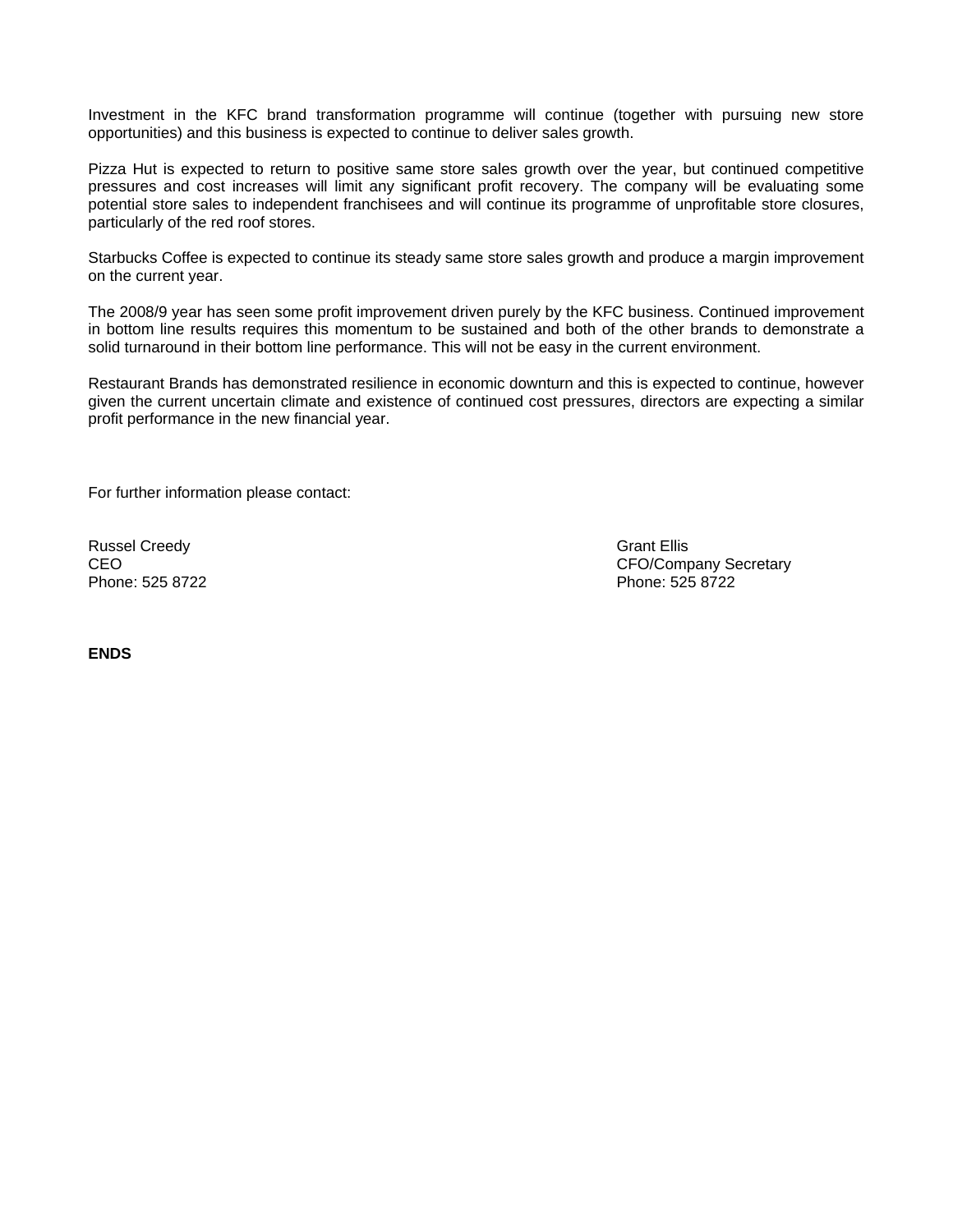Investment in the KFC brand transformation programme will continue (together with pursuing new store opportunities) and this business is expected to continue to deliver sales growth.

Pizza Hut is expected to return to positive same store sales growth over the year, but continued competitive pressures and cost increases will limit any significant profit recovery. The company will be evaluating some potential store sales to independent franchisees and will continue its programme of unprofitable store closures, particularly of the red roof stores.

Starbucks Coffee is expected to continue its steady same store sales growth and produce a margin improvement on the current year.

The 2008/9 year has seen some profit improvement driven purely by the KFC business. Continued improvement in bottom line results requires this momentum to be sustained and both of the other brands to demonstrate a solid turnaround in their bottom line performance. This will not be easy in the current environment.

Restaurant Brands has demonstrated resilience in economic downturn and this is expected to continue, however given the current uncertain climate and existence of continued cost pressures, directors are expecting a similar profit performance in the new financial year.

For further information please contact:

Russel Creedy
CEO
Phone: 525 8722

Grant Ellis
CFO/Company Secretary
Phone: 525 8722

**ENDS**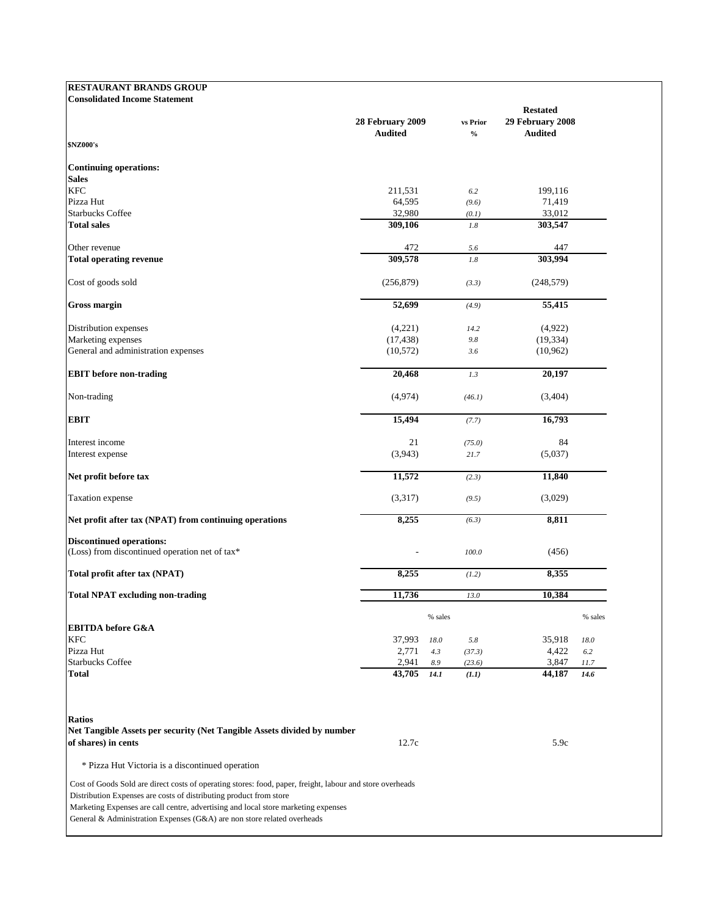**RESTAURANT BRANDS GROUP**
**Consolidated Income Statement**

| $NZ000's | 28 February 2009 Audited | % sales | vs Prior % | Restated 29 February 2008 Audited | % sales |
|---|---|---|---|---|---|
| **Continuing operations:** | | | | | |
| **Sales** | | | | | |
| KFC | 211,531 | | 6.2 | 199,116 | |
| Pizza Hut | 64,595 | | (9.6) | 71,419 | |
| Starbucks Coffee | 32,980 | | (0.1) | 33,012 | |
| **Total sales** | **309,106** | | 1.8 | **303,547** | |
| Other revenue | 472 | | 5.6 | 447 | |
| **Total operating revenue** | **309,578** | | 1.8 | **303,994** | |
| Cost of goods sold | (256,879) | | (3.3) | (248,579) | |
| **Gross margin** | **52,699** | | (4.9) | **55,415** | |
| Distribution expenses | (4,221) | | 14.2 | (4,922) | |
| Marketing expenses | (17,438) | | 9.8 | (19,334) | |
| General and administration expenses | (10,572) | | 3.6 | (10,962) | |
| **EBIT before non-trading** | **20,468** | | 1.3 | **20,197** | |
| Non-trading | (4,974) | | (46.1) | (3,404) | |
| **EBIT** | **15,494** | | (7.7) | **16,793** | |
| Interest income | 21 | | (75.0) | 84 | |
| Interest expense | (3,943) | | 21.7 | (5,037) | |
| **Net profit before tax** | **11,572** | | (2.3) | **11,840** | |
| Taxation expense | (3,317) | | (9.5) | (3,029) | |
| **Net profit after tax (NPAT) from continuing operations** | **8,255** | | (6.3) | **8,811** | |
| **Discontinued operations:** | | | | | |
| (Loss) from discontinued operation net of tax* | - | | 100.0 | (456) | |
| **Total profit after tax (NPAT)** | **8,255** | | (1.2) | **8,355** | |
| **Total NPAT excluding non-trading** | **11,736** | | 13.0 | **10,384** | |
| **EBITDA before G&A** | | | | | |
| KFC | 37,993 | 18.0 | 5.8 | 35,918 | 18.0 |
| Pizza Hut | 2,771 | 4.3 | (37.3) | 4,422 | 6.2 |
| Starbucks Coffee | 2,941 | 8.9 | (23.6) | 3,847 | 11.7 |
| **Total** | **43,705** | **14.1** | **(1.1)** | **44,187** | **14.6** |

**Ratios**

| | 28 February 2009 | 29 February 2008 |
|---|---|---|
| **Net Tangible Assets per security (Net Tangible Assets divided by number of shares) in cents** | 12.7c | 5.9c |

\* Pizza Hut Victoria is a discontinued operation

Cost of Goods Sold are direct costs of operating stores: food, paper, freight, labour and store overheads
Distribution Expenses are costs of distributing product from store
Marketing Expenses are call centre, advertising and local store marketing expenses
General & Administration Expenses (G&A) are non store related overheads